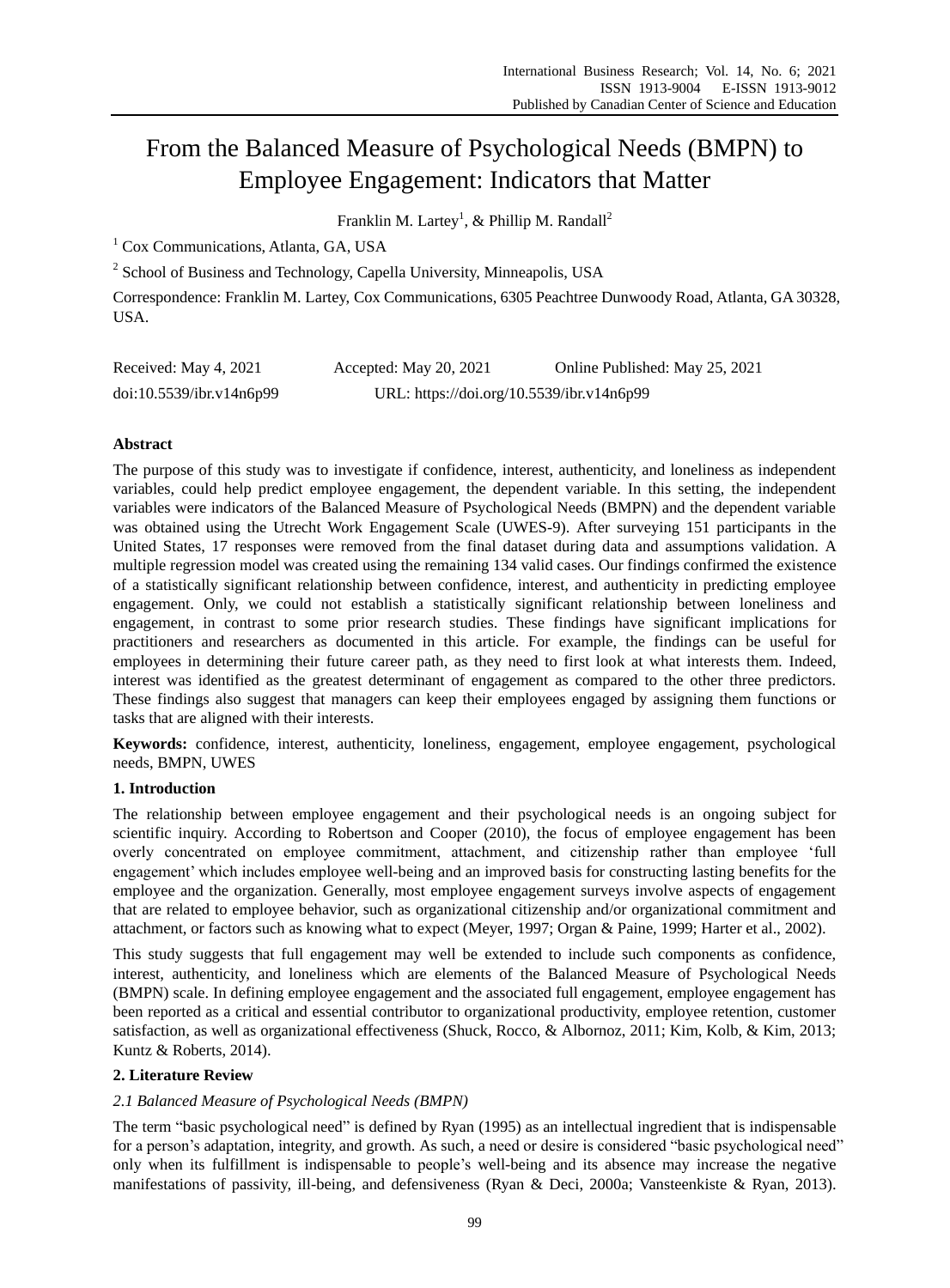# From the Balanced Measure of Psychological Needs (BMPN) to Employee Engagement: Indicators that Matter

Franklin M. Lartey[1], & Phillip M. Randall[2]

[1] Cox Communications, Atlanta, GA, USA

[2] School of Business and Technology, Capella University, Minneapolis, USA

Correspondence: Franklin M. Lartey, Cox Communications, 6305 Peachtree Dunwoody Road, Atlanta, GA 30328, USA.

Received: May 4, 2021 Accepted: May 20, 2021 Online Published: May 25, 2021

doi:10.5539/ibr.v14n6p99 URL: https://doi.org/10.5539/ibr.v14n6p99

## Abstract

The purpose of this study was to investigate if confidence, interest, authenticity, and loneliness as independent variables, could help predict employee engagement, the dependent variable. In this setting, the independent variables were indicators of the Balanced Measure of Psychological Needs (BMPN) and the dependent variable was obtained using the Utrecht Work Engagement Scale (UWES-9). After surveying 151 participants in the United States, 17 responses were removed from the final dataset during data and assumptions validation. A multiple regression model was created using the remaining 134 valid cases. Our findings confirmed the existence of a statistically significant relationship between confidence, interest, and authenticity in predicting employee engagement. Only, we could not establish a statistically significant relationship between loneliness and engagement, in contrast to some prior research studies. These findings have significant implications for practitioners and researchers as documented in this article. For example, the findings can be useful for employees in determining their future career path, as they need to first look at what interests them. Indeed, interest was identified as the greatest determinant of engagement as compared to the other three predictors. These findings also suggest that managers can keep their employees engaged by assigning them functions or tasks that are aligned with their interests.

**Keywords:** confidence, interest, authenticity, loneliness, engagement, employee engagement, psychological needs, BMPN, UWES

## 1. Introduction

The relationship between employee engagement and their psychological needs is an ongoing subject for scientific inquiry. According to Robertson and Cooper (2010), the focus of employee engagement has been overly concentrated on employee commitment, attachment, and citizenship rather than employee 'full engagement' which includes employee well-being and an improved basis for constructing lasting benefits for the employee and the organization. Generally, most employee engagement surveys involve aspects of engagement that are related to employee behavior, such as organizational citizenship and/or organizational commitment and attachment, or factors such as knowing what to expect (Meyer, 1997; Organ & Paine, 1999; Harter et al., 2002).

This study suggests that full engagement may well be extended to include such components as confidence, interest, authenticity, and loneliness which are elements of the Balanced Measure of Psychological Needs (BMPN) scale. In defining employee engagement and the associated full engagement, employee engagement has been reported as a critical and essential contributor to organizational productivity, employee retention, customer satisfaction, as well as organizational effectiveness (Shuck, Rocco, & Albornoz, 2011; Kim, Kolb, & Kim, 2013; Kuntz & Roberts, 2014).

## 2. Literature Review

### *2.1 Balanced Measure of Psychological Needs (BMPN)*

The term "basic psychological need" is defined by Ryan (1995) as an intellectual ingredient that is indispensable for a person's adaptation, integrity, and growth. As such, a need or desire is considered "basic psychological need" only when its fulfillment is indispensable to people's well-being and its absence may increase the negative manifestations of passivity, ill-being, and defensiveness (Ryan & Deci, 2000a; Vansteenkiste & Ryan, 2013).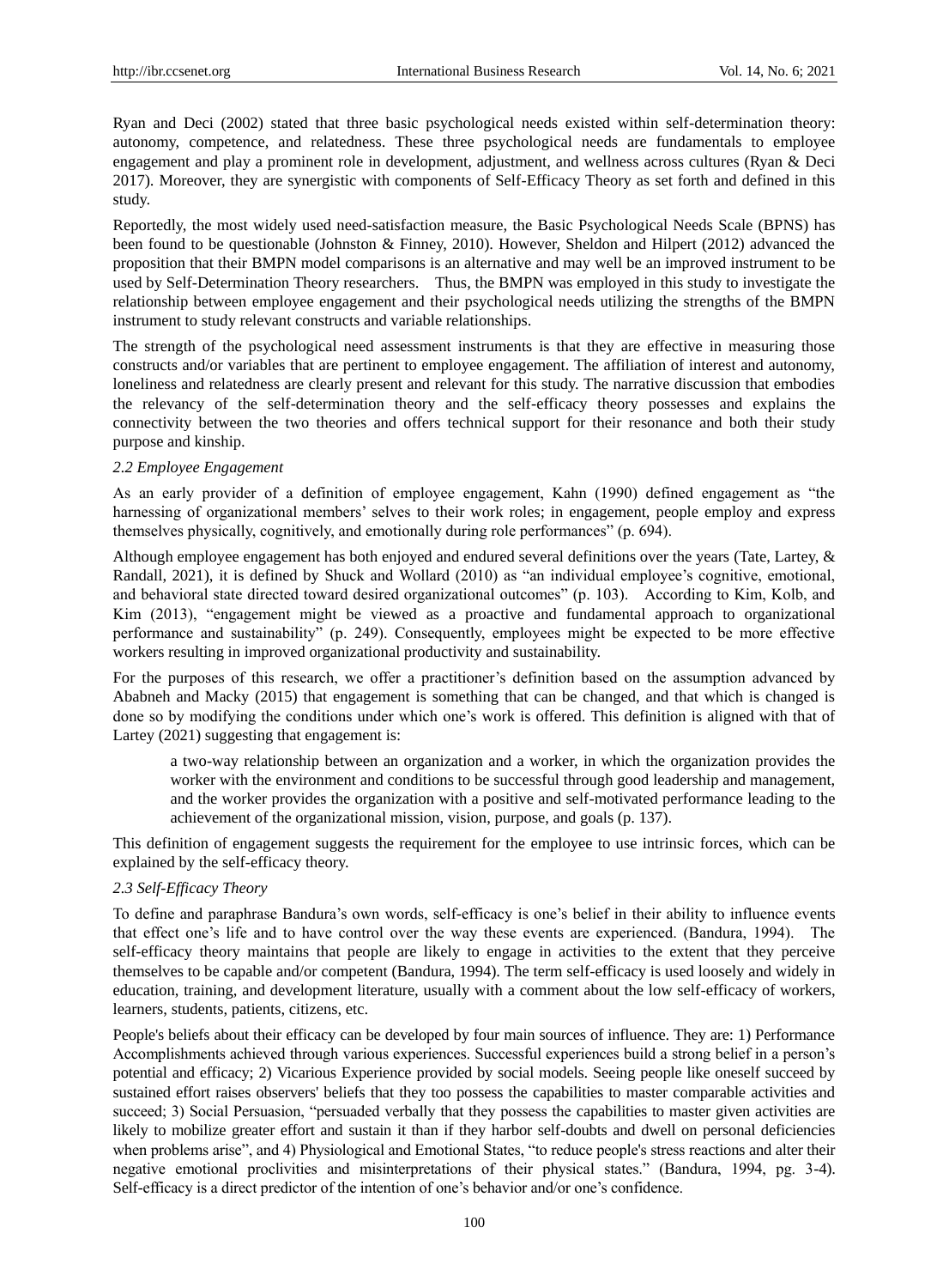Ryan and Deci (2002) stated that three basic psychological needs existed within self-determination theory: autonomy, competence, and relatedness. These three psychological needs are fundamentals to employee engagement and play a prominent role in development, adjustment, and wellness across cultures (Ryan & Deci 2017). Moreover, they are synergistic with components of Self-Efficacy Theory as set forth and defined in this study.

Reportedly, the most widely used need-satisfaction measure, the Basic Psychological Needs Scale (BPNS) has been found to be questionable (Johnston & Finney, 2010). However, Sheldon and Hilpert (2012) advanced the proposition that their BMPN model comparisons is an alternative and may well be an improved instrument to be used by Self-Determination Theory researchers. Thus, the BMPN was employed in this study to investigate the relationship between employee engagement and their psychological needs utilizing the strengths of the BMPN instrument to study relevant constructs and variable relationships.

The strength of the psychological need assessment instruments is that they are effective in measuring those constructs and/or variables that are pertinent to employee engagement. The affiliation of interest and autonomy, loneliness and relatedness are clearly present and relevant for this study. The narrative discussion that embodies the relevancy of the self-determination theory and the self-efficacy theory possesses and explains the connectivity between the two theories and offers technical support for their resonance and both their study purpose and kinship.

### *2.2 Employee Engagement*

As an early provider of a definition of employee engagement, Kahn (1990) defined engagement as "the harnessing of organizational members' selves to their work roles; in engagement, people employ and express themselves physically, cognitively, and emotionally during role performances" (p. 694).

Although employee engagement has both enjoyed and endured several definitions over the years (Tate, Lartey, & Randall, 2021), it is defined by Shuck and Wollard (2010) as "an individual employee's cognitive, emotional, and behavioral state directed toward desired organizational outcomes" (p. 103). According to Kim, Kolb, and Kim (2013), "engagement might be viewed as a proactive and fundamental approach to organizational performance and sustainability" (p. 249). Consequently, employees might be expected to be more effective workers resulting in improved organizational productivity and sustainability.

For the purposes of this research, we offer a practitioner's definition based on the assumption advanced by Ababneh and Macky (2015) that engagement is something that can be changed, and that which is changed is done so by modifying the conditions under which one's work is offered. This definition is aligned with that of Lartey (2021) suggesting that engagement is:

> a two-way relationship between an organization and a worker, in which the organization provides the worker with the environment and conditions to be successful through good leadership and management, and the worker provides the organization with a positive and self-motivated performance leading to the achievement of the organizational mission, vision, purpose, and goals (p. 137).

This definition of engagement suggests the requirement for the employee to use intrinsic forces, which can be explained by the self-efficacy theory.

### *2.3 Self-Efficacy Theory*

To define and paraphrase Bandura's own words, self-efficacy is one's belief in their ability to influence events that effect one's life and to have control over the way these events are experienced. (Bandura, 1994). The self-efficacy theory maintains that people are likely to engage in activities to the extent that they perceive themselves to be capable and/or competent (Bandura, 1994). The term self-efficacy is used loosely and widely in education, training, and development literature, usually with a comment about the low self-efficacy of workers, learners, students, patients, citizens, etc.

People's beliefs about their efficacy can be developed by four main sources of influence. They are: 1) Performance Accomplishments achieved through various experiences. Successful experiences build a strong belief in a person's potential and efficacy; 2) Vicarious Experience provided by social models. Seeing people like oneself succeed by sustained effort raises observers' beliefs that they too possess the capabilities to master comparable activities and succeed; 3) Social Persuasion, "persuaded verbally that they possess the capabilities to master given activities are likely to mobilize greater effort and sustain it than if they harbor self-doubts and dwell on personal deficiencies when problems arise", and 4) Physiological and Emotional States, "to reduce people's stress reactions and alter their negative emotional proclivities and misinterpretations of their physical states." (Bandura, 1994, pg. 3-4). Self-efficacy is a direct predictor of the intention of one's behavior and/or one's confidence.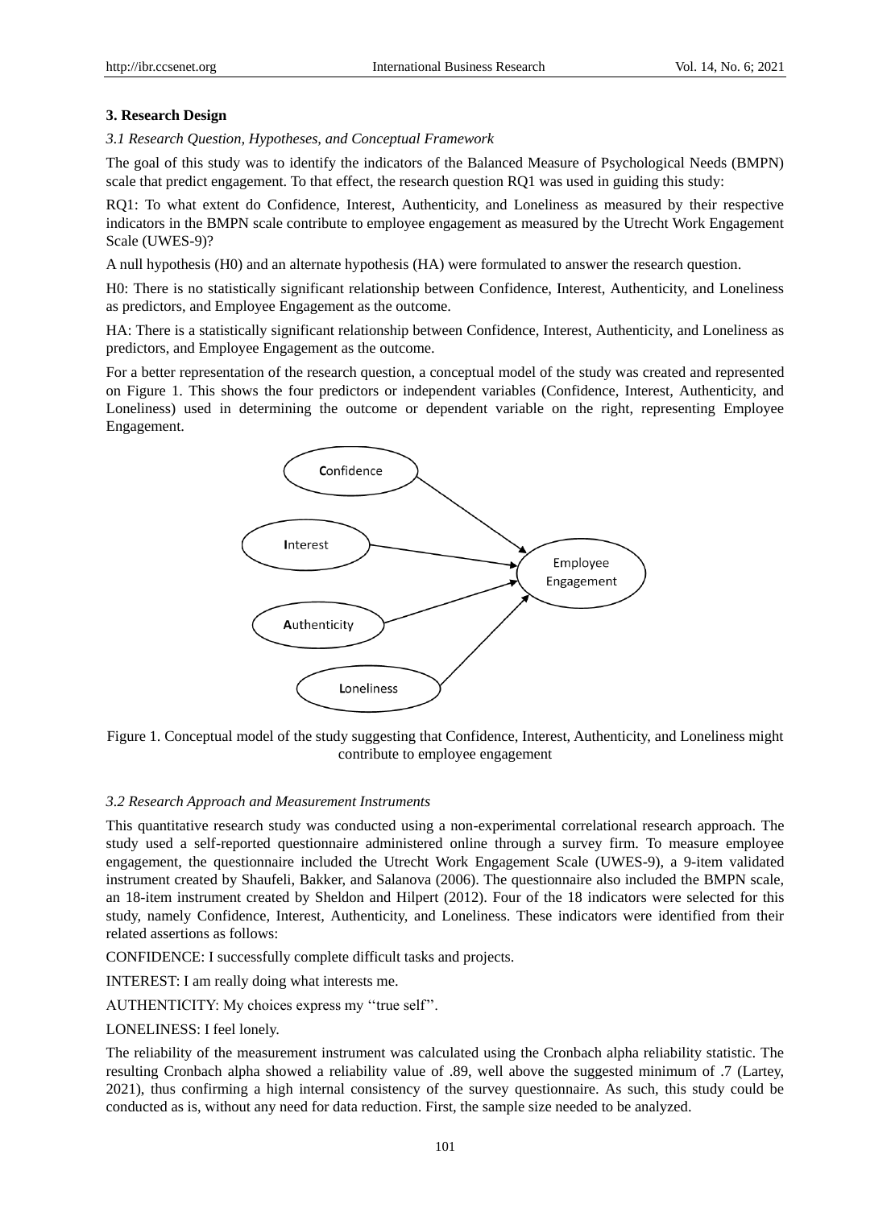## 3. Research Design

### *3.1 Research Question, Hypotheses, and Conceptual Framework*

The goal of this study was to identify the indicators of the Balanced Measure of Psychological Needs (BMPN) scale that predict engagement. To that effect, the research question RQ1 was used in guiding this study:

RQ1: To what extent do Confidence, Interest, Authenticity, and Loneliness as measured by their respective indicators in the BMPN scale contribute to employee engagement as measured by the Utrecht Work Engagement Scale (UWES-9)?

A null hypothesis (H0) and an alternate hypothesis (HA) were formulated to answer the research question.

H0: There is no statistically significant relationship between Confidence, Interest, Authenticity, and Loneliness as predictors, and Employee Engagement as the outcome.

HA: There is a statistically significant relationship between Confidence, Interest, Authenticity, and Loneliness as predictors, and Employee Engagement as the outcome.

For a better representation of the research question, a conceptual model of the study was created and represented on Figure 1. This shows the four predictors or independent variables (Confidence, Interest, Authenticity, and Loneliness) used in determining the outcome or dependent variable on the right, representing Employee Engagement.

Figure 1. Conceptual model of the study suggesting that Confidence, Interest, Authenticity, and Loneliness might contribute to employee engagement

### *3.2 Research Approach and Measurement Instruments*

This quantitative research study was conducted using a non-experimental correlational research approach. The study used a self-reported questionnaire administered online through a survey firm. To measure employee engagement, the questionnaire included the Utrecht Work Engagement Scale (UWES-9), a 9-item validated instrument created by Shaufeli, Bakker, and Salanova (2006). The questionnaire also included the BMPN scale, an 18-item instrument created by Sheldon and Hilpert (2012). Four of the 18 indicators were selected for this study, namely Confidence, Interest, Authenticity, and Loneliness. These indicators were identified from their related assertions as follows:

CONFIDENCE: I successfully complete difficult tasks and projects.

INTEREST: I am really doing what interests me.

AUTHENTICITY: My choices express my ‘‘true self’’.

LONELINESS: I feel lonely.

The reliability of the measurement instrument was calculated using the Cronbach alpha reliability statistic. The resulting Cronbach alpha showed a reliability value of .89, well above the suggested minimum of .7 (Lartey, 2021), thus confirming a high internal consistency of the survey questionnaire. As such, this study could be conducted as is, without any need for data reduction. First, the sample size needed to be analyzed.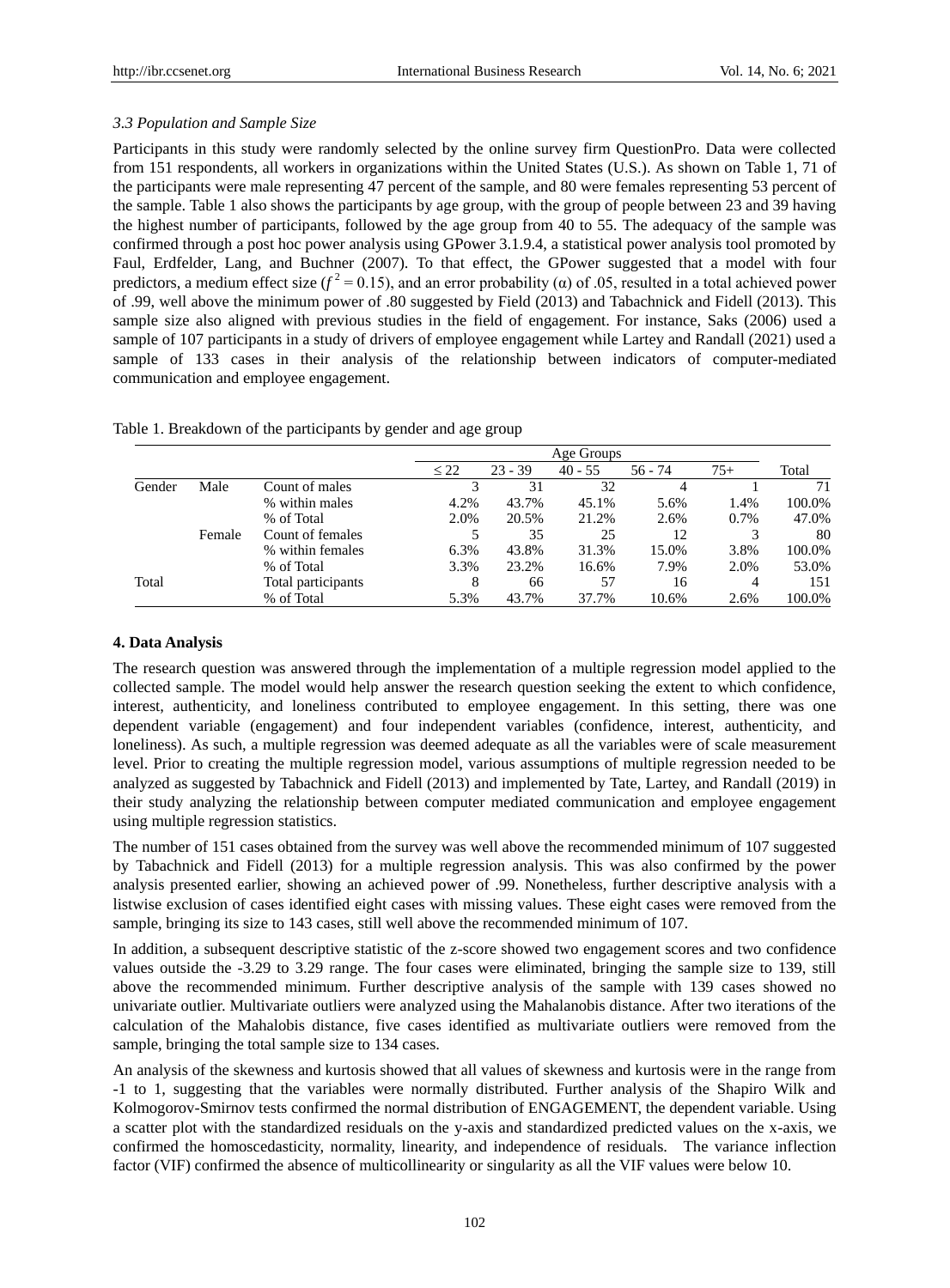### *3.3 Population and Sample Size*

Participants in this study were randomly selected by the online survey firm QuestionPro. Data were collected from 151 respondents, all workers in organizations within the United States (U.S.). As shown on Table 1, 71 of the participants were male representing 47 percent of the sample, and 80 were females representing 53 percent of the sample. Table 1 also shows the participants by age group, with the group of people between 23 and 39 having the highest number of participants, followed by the age group from 40 to 55. The adequacy of the sample was confirmed through a post hoc power analysis using GPower 3.1.9.4, a statistical power analysis tool promoted by Faul, Erdfelder, Lang, and Buchner (2007). To that effect, the GPower suggested that a model with four predictors, a medium effect size ($f^2 = 0.15$), and an error probability ($\alpha$) of .05, resulted in a total achieved power of .99, well above the minimum power of .80 suggested by Field (2013) and Tabachnick and Fidell (2013). This sample size also aligned with previous studies in the field of engagement. For instance, Saks (2006) used a sample of 107 participants in a study of drivers of employee engagement while Lartey and Randall (2021) used a sample of 133 cases in their analysis of the relationship between indicators of computer-mediated communication and employee engagement.

Table 1. Breakdown of the participants by gender and age group

| | | | Age Groups | | | | | |
|---|---|---|---|---|---|---|---|---|
| | | | ≤ 22 | 23 - 39 | 40 - 55 | 56 - 74 | 75+ | Total |
| Gender | Male | Count of males | 3 | 31 | 32 | 4 | 1 | 71 |
| | | % within males | 4.2% | 43.7% | 45.1% | 5.6% | 1.4% | 100.0% |
| | | % of Total | 2.0% | 20.5% | 21.2% | 2.6% | 0.7% | 47.0% |
| | Female | Count of females | 5 | 35 | 25 | 12 | 3 | 80 |
| | | % within females | 6.3% | 43.8% | 31.3% | 15.0% | 3.8% | 100.0% |
| | | % of Total | 3.3% | 23.2% | 16.6% | 7.9% | 2.0% | 53.0% |
| Total | | Total participants | 8 | 66 | 57 | 16 | 4 | 151 |
| | | % of Total | 5.3% | 43.7% | 37.7% | 10.6% | 2.6% | 100.0% |

## 4. Data Analysis

The research question was answered through the implementation of a multiple regression model applied to the collected sample. The model would help answer the research question seeking the extent to which confidence, interest, authenticity, and loneliness contributed to employee engagement. In this setting, there was one dependent variable (engagement) and four independent variables (confidence, interest, authenticity, and loneliness). As such, a multiple regression was deemed adequate as all the variables were of scale measurement level. Prior to creating the multiple regression model, various assumptions of multiple regression needed to be analyzed as suggested by Tabachnick and Fidell (2013) and implemented by Tate, Lartey, and Randall (2019) in their study analyzing the relationship between computer mediated communication and employee engagement using multiple regression statistics.

The number of 151 cases obtained from the survey was well above the recommended minimum of 107 suggested by Tabachnick and Fidell (2013) for a multiple regression analysis. This was also confirmed by the power analysis presented earlier, showing an achieved power of .99. Nonetheless, further descriptive analysis with a listwise exclusion of cases identified eight cases with missing values. These eight cases were removed from the sample, bringing its size to 143 cases, still well above the recommended minimum of 107.

In addition, a subsequent descriptive statistic of the z-score showed two engagement scores and two confidence values outside the -3.29 to 3.29 range. The four cases were eliminated, bringing the sample size to 139, still above the recommended minimum. Further descriptive analysis of the sample with 139 cases showed no univariate outlier. Multivariate outliers were analyzed using the Mahalanobis distance. After two iterations of the calculation of the Mahalobis distance, five cases identified as multivariate outliers were removed from the sample, bringing the total sample size to 134 cases.

An analysis of the skewness and kurtosis showed that all values of skewness and kurtosis were in the range from -1 to 1, suggesting that the variables were normally distributed. Further analysis of the Shapiro Wilk and Kolmogorov-Smirnov tests confirmed the normal distribution of ENGAGEMENT, the dependent variable. Using a scatter plot with the standardized residuals on the y-axis and standardized predicted values on the x-axis, we confirmed the homoscedasticity, normality, linearity, and independence of residuals. The variance inflection factor (VIF) confirmed the absence of multicollinearity or singularity as all the VIF values were below 10.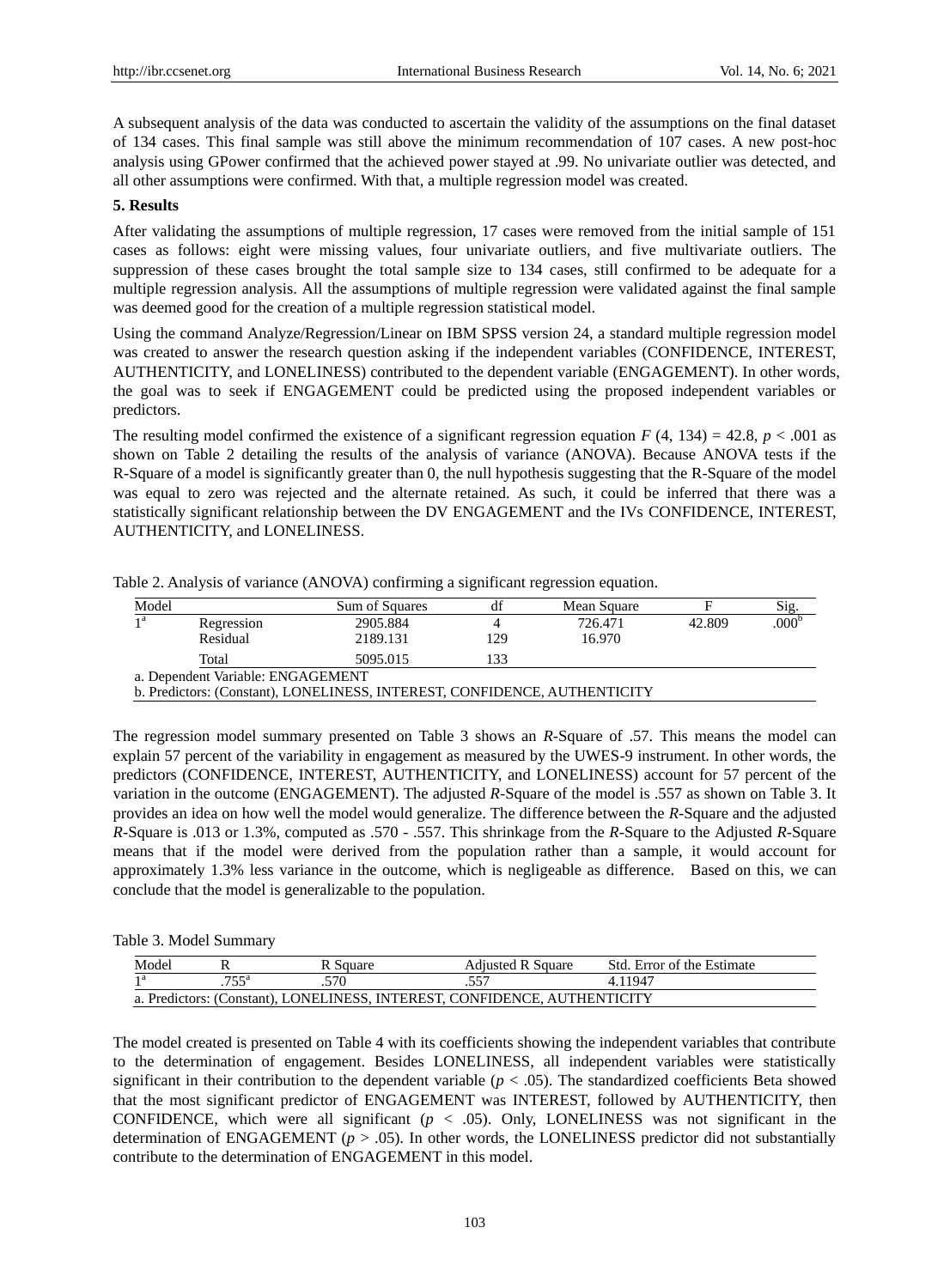A subsequent analysis of the data was conducted to ascertain the validity of the assumptions on the final dataset of 134 cases. This final sample was still above the minimum recommendation of 107 cases. A new post-hoc analysis using GPower confirmed that the achieved power stayed at .99. No univariate outlier was detected, and all other assumptions were confirmed. With that, a multiple regression model was created.

## 5. Results

After validating the assumptions of multiple regression, 17 cases were removed from the initial sample of 151 cases as follows: eight were missing values, four univariate outliers, and five multivariate outliers. The suppression of these cases brought the total sample size to 134 cases, still confirmed to be adequate for a multiple regression analysis. All the assumptions of multiple regression were validated against the final sample was deemed good for the creation of a multiple regression statistical model.

Using the command Analyze/Regression/Linear on IBM SPSS version 24, a standard multiple regression model was created to answer the research question asking if the independent variables (CONFIDENCE, INTEREST, AUTHENTICITY, and LONELINESS) contributed to the dependent variable (ENGAGEMENT). In other words, the goal was to seek if ENGAGEMENT could be predicted using the proposed independent variables or predictors.

The resulting model confirmed the existence of a significant regression equation $F$ (4, 134) = 42.8, $p < .001$ as shown on Table 2 detailing the results of the analysis of variance (ANOVA). Because ANOVA tests if the R-Square of a model is significantly greater than 0, the null hypothesis suggesting that the R-Square of the model was equal to zero was rejected and the alternate retained. As such, it could be inferred that there was a statistically significant relationship between the DV ENGAGEMENT and the IVs CONFIDENCE, INTEREST, AUTHENTICITY, and LONELINESS.

Table 2. Analysis of variance (ANOVA) confirming a significant regression equation.

| Model | | Sum of Squares | df | Mean Square | F | Sig. |
|---|---|---|---|---|---|---|
| 1[a] | Regression | 2905.884 | 4 | 726.471 | 42.809 | .000[b] |
| | Residual | 2189.131 | 129 | 16.970 | | |
| | Total | 5095.015 | 133 | | | |

a. Dependent Variable: ENGAGEMENT
b. Predictors: (Constant), LONELINESS, INTEREST, CONFIDENCE, AUTHENTICITY

The regression model summary presented on Table 3 shows an $R$-Square of .57. This means the model can explain 57 percent of the variability in engagement as measured by the UWES-9 instrument. In other words, the predictors (CONFIDENCE, INTEREST, AUTHENTICITY, and LONELINESS) account for 57 percent of the variation in the outcome (ENGAGEMENT). The adjusted $R$-Square of the model is .557 as shown on Table 3. It provides an idea on how well the model would generalize. The difference between the $R$-Square and the adjusted $R$-Square is .013 or 1.3%, computed as .570 - .557. This shrinkage from the $R$-Square to the Adjusted $R$-Square means that if the model were derived from the population rather than a sample, it would account for approximately 1.3% less variance in the outcome, which is negligeable as difference. Based on this, we can conclude that the model is generalizable to the population.

Table 3. Model Summary

| Model | R | R Square | Adjusted R Square | Std. Error of the Estimate |
|---|---|---|---|---|
| 1[a] | .755[a] | .570 | .557 | 4.11947 |

a. Predictors: (Constant), LONELINESS, INTEREST, CONFIDENCE, AUTHENTICITY

The model created is presented on Table 4 with its coefficients showing the independent variables that contribute to the determination of engagement. Besides LONELINESS, all independent variables were statistically significant in their contribution to the dependent variable ($p < .05$). The standardized coefficients Beta showed that the most significant predictor of ENGAGEMENT was INTEREST, followed by AUTHENTICITY, then CONFIDENCE, which were all significant ($p < .05$). Only, LONELINESS was not significant in the determination of ENGAGEMENT ($p > .05$). In other words, the LONELINESS predictor did not substantially contribute to the determination of ENGAGEMENT in this model.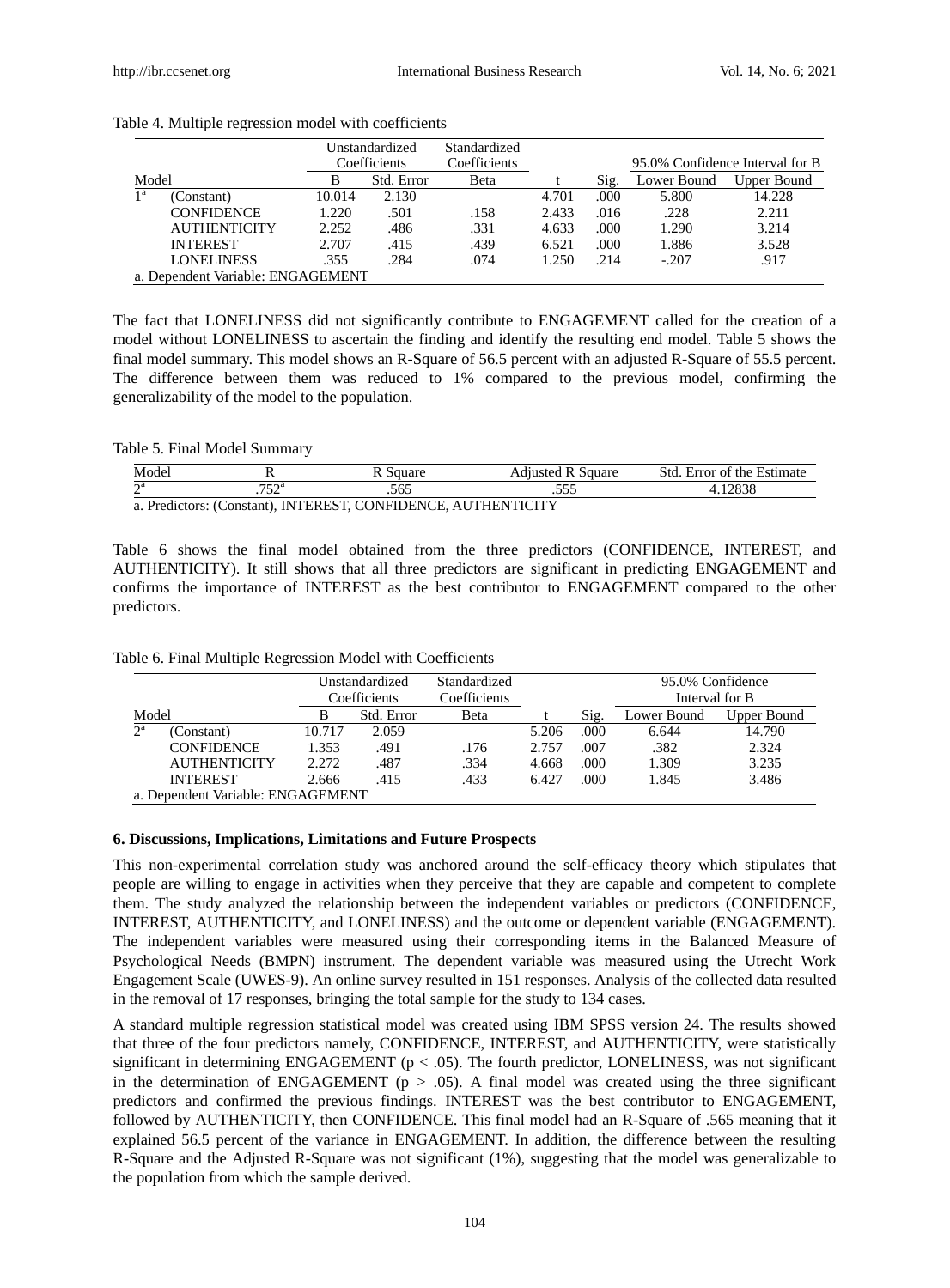Table 4. Multiple regression model with coefficients

| Model | | Unstandardized Coefficients | | Standardized Coefficients | t | Sig. | 95.0% Confidence Interval for B | |
|---|---|---|---|---|---|---|---|---|
| | | B | Std. Error | Beta | | | Lower Bound | Upper Bound |
| 1[a] | (Constant) | 10.014 | 2.130 | | 4.701 | .000 | 5.800 | 14.228 |
| | CONFIDENCE | 1.220 | .501 | .158 | 2.433 | .016 | .228 | 2.211 |
| | AUTHENTICITY | 2.252 | .486 | .331 | 4.633 | .000 | 1.290 | 3.214 |
| | INTEREST | 2.707 | .415 | .439 | 6.521 | .000 | 1.886 | 3.528 |
| | LONELINESS | .355 | .284 | .074 | 1.250 | .214 | -.207 | .917 |

a. Dependent Variable: ENGAGEMENT

The fact that LONELINESS did not significantly contribute to ENGAGEMENT called for the creation of a model without LONELINESS to ascertain the finding and identify the resulting end model. Table 5 shows the final model summary. This model shows an R-Square of 56.5 percent with an adjusted R-Square of 55.5 percent. The difference between them was reduced to 1% compared to the previous model, confirming the generalizability of the model to the population.

Table 5. Final Model Summary

| Model | R | R Square | Adjusted R Square | Std. Error of the Estimate |
|---|---|---|---|---|
| 2[a] | .752[a] | .565 | .555 | 4.12838 |

a. Predictors: (Constant), INTEREST, CONFIDENCE, AUTHENTICITY

Table 6 shows the final model obtained from the three predictors (CONFIDENCE, INTEREST, and AUTHENTICITY). It still shows that all three predictors are significant in predicting ENGAGEMENT and confirms the importance of INTEREST as the best contributor to ENGAGEMENT compared to the other predictors.

Table 6. Final Multiple Regression Model with Coefficients

| Model | | Unstandardized Coefficients | | Standardized Coefficients | t | Sig. | 95.0% Confidence Interval for B | |
|---|---|---|---|---|---|---|---|---|
| | | B | Std. Error | Beta | | | Lower Bound | Upper Bound |
| 2[a] | (Constant) | 10.717 | 2.059 | | 5.206 | .000 | 6.644 | 14.790 |
| | CONFIDENCE | 1.353 | .491 | .176 | 2.757 | .007 | .382 | 2.324 |
| | AUTHENTICITY | 2.272 | .487 | .334 | 4.668 | .000 | 1.309 | 3.235 |
| | INTEREST | 2.666 | .415 | .433 | 6.427 | .000 | 1.845 | 3.486 |

a. Dependent Variable: ENGAGEMENT

## 6. Discussions, Implications, Limitations and Future Prospects

This non-experimental correlation study was anchored around the self-efficacy theory which stipulates that people are willing to engage in activities when they perceive that they are capable and competent to complete them. The study analyzed the relationship between the independent variables or predictors (CONFIDENCE, INTEREST, AUTHENTICITY, and LONELINESS) and the outcome or dependent variable (ENGAGEMENT). The independent variables were measured using their corresponding items in the Balanced Measure of Psychological Needs (BMPN) instrument. The dependent variable was measured using the Utrecht Work Engagement Scale (UWES-9). An online survey resulted in 151 responses. Analysis of the collected data resulted in the removal of 17 responses, bringing the total sample for the study to 134 cases.

A standard multiple regression statistical model was created using IBM SPSS version 24. The results showed that three of the four predictors namely, CONFIDENCE, INTEREST, and AUTHENTICITY, were statistically significant in determining ENGAGEMENT ($p < .05$). The fourth predictor, LONELINESS, was not significant in the determination of ENGAGEMENT ($p > .05$). A final model was created using the three significant predictors and confirmed the previous findings. INTEREST was the best contributor to ENGAGEMENT, followed by AUTHENTICITY, then CONFIDENCE. This final model had an R-Square of .565 meaning that it explained 56.5 percent of the variance in ENGAGEMENT. In addition, the difference between the resulting R-Square and the Adjusted R-Square was not significant (1%), suggesting that the model was generalizable to the population from which the sample derived.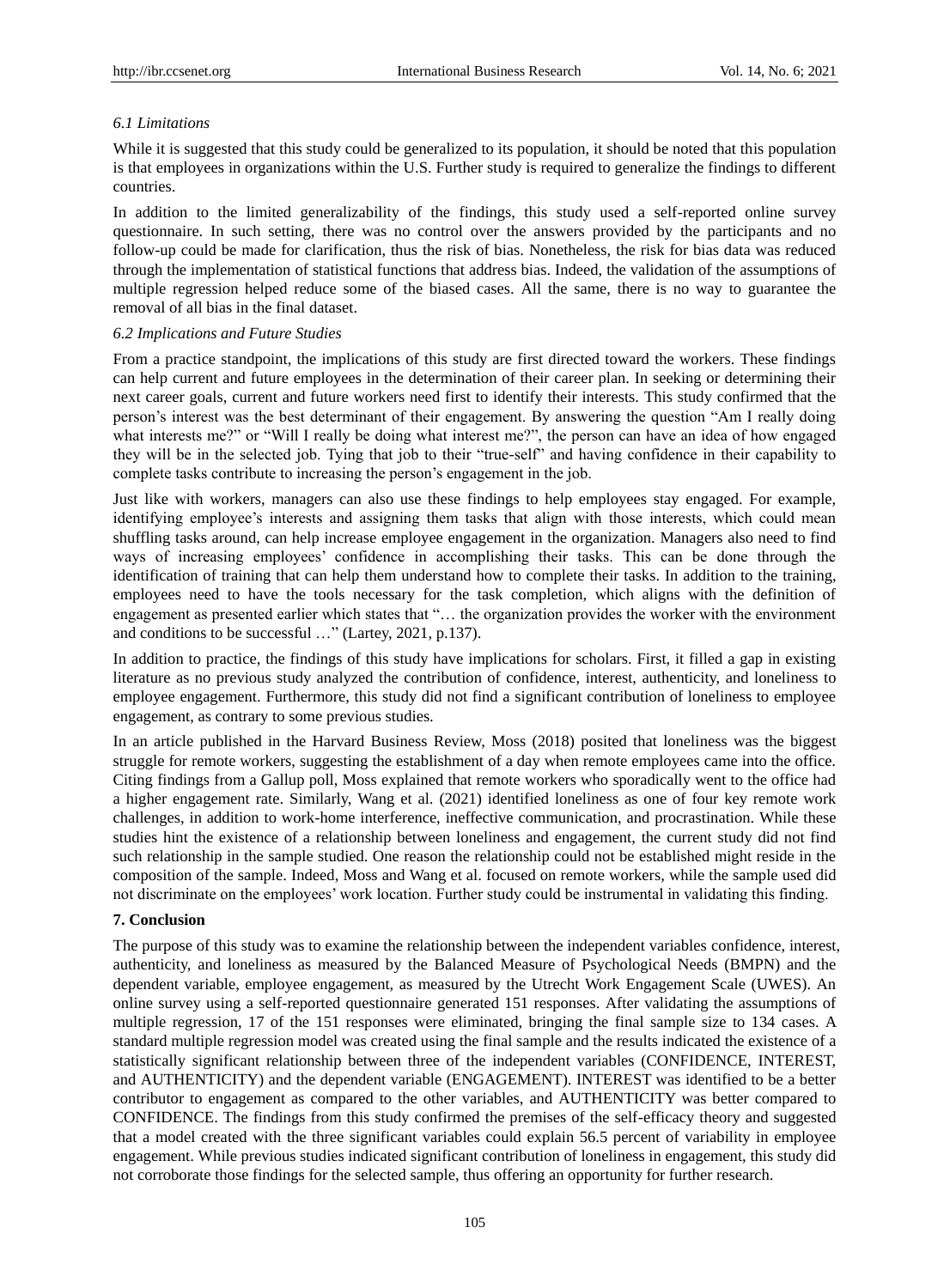### *6.1 Limitations*

While it is suggested that this study could be generalized to its population, it should be noted that this population is that employees in organizations within the U.S. Further study is required to generalize the findings to different countries.

In addition to the limited generalizability of the findings, this study used a self-reported online survey questionnaire. In such setting, there was no control over the answers provided by the participants and no follow-up could be made for clarification, thus the risk of bias. Nonetheless, the risk for bias data was reduced through the implementation of statistical functions that address bias. Indeed, the validation of the assumptions of multiple regression helped reduce some of the biased cases. All the same, there is no way to guarantee the removal of all bias in the final dataset.

### *6.2 Implications and Future Studies*

From a practice standpoint, the implications of this study are first directed toward the workers. These findings can help current and future employees in the determination of their career plan. In seeking or determining their next career goals, current and future workers need first to identify their interests. This study confirmed that the person's interest was the best determinant of their engagement. By answering the question "Am I really doing what interests me?" or "Will I really be doing what interest me?", the person can have an idea of how engaged they will be in the selected job. Tying that job to their "true-self" and having confidence in their capability to complete tasks contribute to increasing the person's engagement in the job.

Just like with workers, managers can also use these findings to help employees stay engaged. For example, identifying employee's interests and assigning them tasks that align with those interests, which could mean shuffling tasks around, can help increase employee engagement in the organization. Managers also need to find ways of increasing employees' confidence in accomplishing their tasks. This can be done through the identification of training that can help them understand how to complete their tasks. In addition to the training, employees need to have the tools necessary for the task completion, which aligns with the definition of engagement as presented earlier which states that "… the organization provides the worker with the environment and conditions to be successful …" (Lartey, 2021, p.137).

In addition to practice, the findings of this study have implications for scholars. First, it filled a gap in existing literature as no previous study analyzed the contribution of confidence, interest, authenticity, and loneliness to employee engagement. Furthermore, this study did not find a significant contribution of loneliness to employee engagement, as contrary to some previous studies.

In an article published in the Harvard Business Review, Moss (2018) posited that loneliness was the biggest struggle for remote workers, suggesting the establishment of a day when remote employees came into the office. Citing findings from a Gallup poll, Moss explained that remote workers who sporadically went to the office had a higher engagement rate. Similarly, Wang et al. (2021) identified loneliness as one of four key remote work challenges, in addition to work-home interference, ineffective communication, and procrastination. While these studies hint the existence of a relationship between loneliness and engagement, the current study did not find such relationship in the sample studied. One reason the relationship could not be established might reside in the composition of the sample. Indeed, Moss and Wang et al. focused on remote workers, while the sample used did not discriminate on the employees' work location. Further study could be instrumental in validating this finding.

## 7. Conclusion

The purpose of this study was to examine the relationship between the independent variables confidence, interest, authenticity, and loneliness as measured by the Balanced Measure of Psychological Needs (BMPN) and the dependent variable, employee engagement, as measured by the Utrecht Work Engagement Scale (UWES). An online survey using a self-reported questionnaire generated 151 responses. After validating the assumptions of multiple regression, 17 of the 151 responses were eliminated, bringing the final sample size to 134 cases. A standard multiple regression model was created using the final sample and the results indicated the existence of a statistically significant relationship between three of the independent variables (CONFIDENCE, INTEREST, and AUTHENTICITY) and the dependent variable (ENGAGEMENT). INTEREST was identified to be a better contributor to engagement as compared to the other variables, and AUTHENTICITY was better compared to CONFIDENCE. The findings from this study confirmed the premises of the self-efficacy theory and suggested that a model created with the three significant variables could explain 56.5 percent of variability in employee engagement. While previous studies indicated significant contribution of loneliness in engagement, this study did not corroborate those findings for the selected sample, thus offering an opportunity for further research.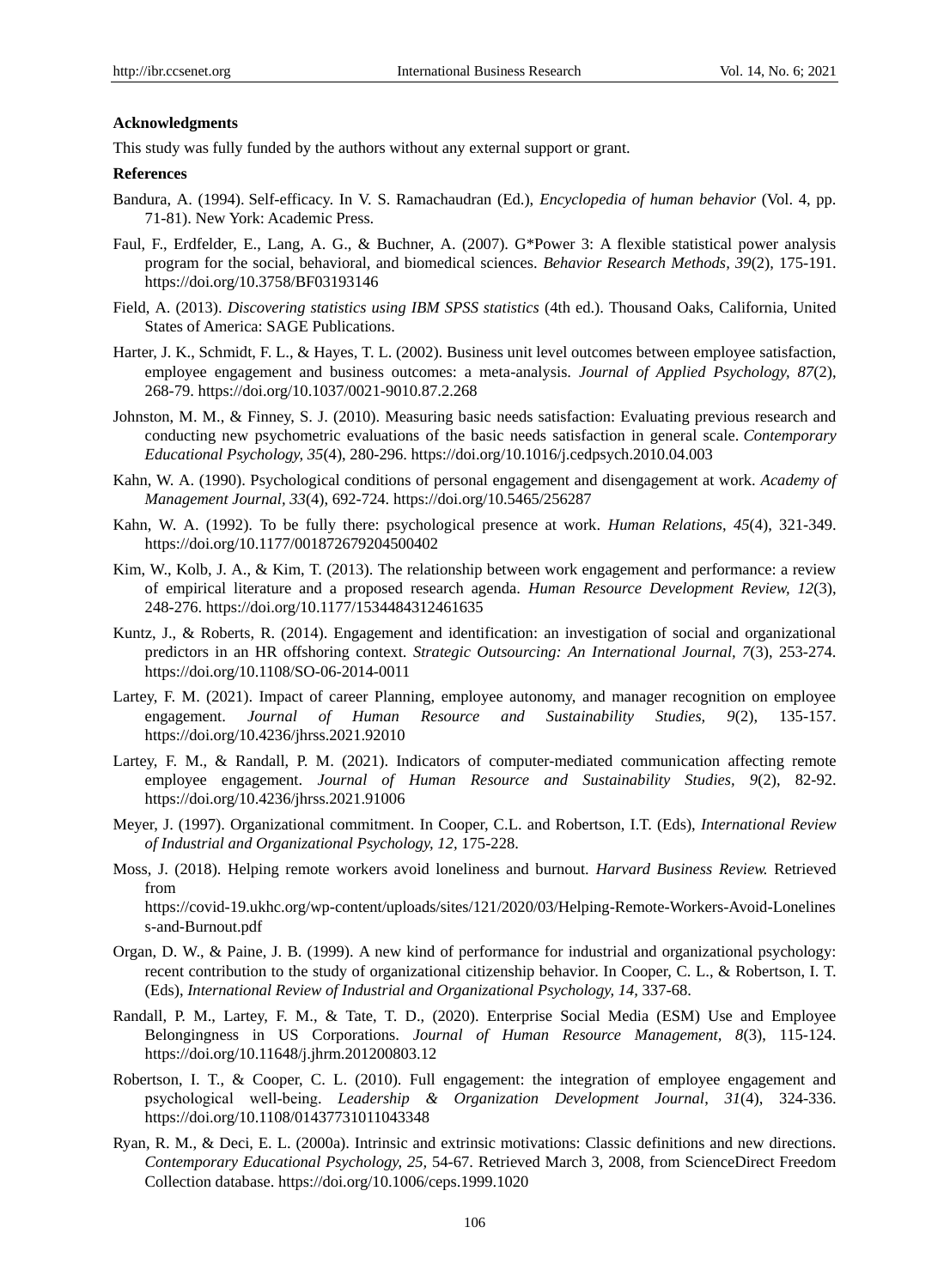**Acknowledgments**

This study was fully funded by the authors without any external support or grant.

**References**

Bandura, A. (1994). Self-efficacy. In V. S. Ramachaudran (Ed.), *Encyclopedia of human behavior* (Vol. 4, pp. 71-81). New York: Academic Press.

Faul, F., Erdfelder, E., Lang, A. G., & Buchner, A. (2007). G*Power 3: A flexible statistical power analysis program for the social, behavioral, and biomedical sciences. *Behavior Research Methods, 39*(2), 175-191. https://doi.org/10.3758/BF03193146

Field, A. (2013). *Discovering statistics using IBM SPSS statistics* (4th ed.). Thousand Oaks, California, United States of America: SAGE Publications.

Harter, J. K., Schmidt, F. L., & Hayes, T. L. (2002). Business unit level outcomes between employee satisfaction, employee engagement and business outcomes: a meta-analysis. *Journal of Applied Psychology, 87*(2), 268-79. https://doi.org/10.1037/0021-9010.87.2.268

Johnston, M. M., & Finney, S. J. (2010). Measuring basic needs satisfaction: Evaluating previous research and conducting new psychometric evaluations of the basic needs satisfaction in general scale. *Contemporary Educational Psychology, 35*(4), 280-296. https://doi.org/10.1016/j.cedpsych.2010.04.003

Kahn, W. A. (1990). Psychological conditions of personal engagement and disengagement at work. *Academy of Management Journal, 33*(4), 692-724. https://doi.org/10.5465/256287

Kahn, W. A. (1992). To be fully there: psychological presence at work. *Human Relations*, *45*(4), 321-349. https://doi.org/10.1177/001872679204500402

Kim, W., Kolb, J. A., & Kim, T. (2013). The relationship between work engagement and performance: a review of empirical literature and a proposed research agenda. *Human Resource Development Review, 12*(3), 248-276. https://doi.org/10.1177/1534484312461635

Kuntz, J., & Roberts, R. (2014). Engagement and identification: an investigation of social and organizational predictors in an HR offshoring context. *Strategic Outsourcing: An International Journal, 7*(3), 253-274. https://doi.org/10.1108/SO-06-2014-0011

Lartey, F. M. (2021). Impact of career Planning, employee autonomy, and manager recognition on employee engagement. *Journal of Human Resource and Sustainability Studies, 9*(2), 135-157. https://doi.org/10.4236/jhrss.2021.92010

Lartey, F. M., & Randall, P. M. (2021). Indicators of computer-mediated communication affecting remote employee engagement. *Journal of Human Resource and Sustainability Studies, 9*(2), 82-92. https://doi.org/10.4236/jhrss.2021.91006

Meyer, J. (1997). Organizational commitment. In Cooper, C.L. and Robertson, I.T. (Eds), *International Review of Industrial and Organizational Psychology, 12*, 175-228.

Moss, J. (2018). Helping remote workers avoid loneliness and burnout. *Harvard Business Review.* Retrieved from https://covid-19.ukhc.org/wp-content/uploads/sites/121/2020/03/Helping-Remote-Workers-Avoid-Loneliness-and-Burnout.pdf

Organ, D. W., & Paine, J. B. (1999). A new kind of performance for industrial and organizational psychology: recent contribution to the study of organizational citizenship behavior. In Cooper, C. L., & Robertson, I. T. (Eds), *International Review of Industrial and Organizational Psychology, 14*, 337-68.

Randall, P. M., Lartey, F. M., & Tate, T. D., (2020). Enterprise Social Media (ESM) Use and Employee Belongingness in US Corporations. *Journal of Human Resource Management, 8*(3), 115-124. https://doi.org/10.11648/j.jhrm.20200803.12

Robertson, I. T., & Cooper, C. L. (2010). Full engagement: the integration of employee engagement and psychological well-being. *Leadership & Organization Development Journal*, *31*(4), 324-336. https://doi.org/10.1108/01437731011043348

Ryan, R. M., & Deci, E. L. (2000a). Intrinsic and extrinsic motivations: Classic definitions and new directions. *Contemporary Educational Psychology, 25*, 54-67. Retrieved March 3, 2008, from ScienceDirect Freedom Collection database. https://doi.org/10.1006/ceps.1999.1020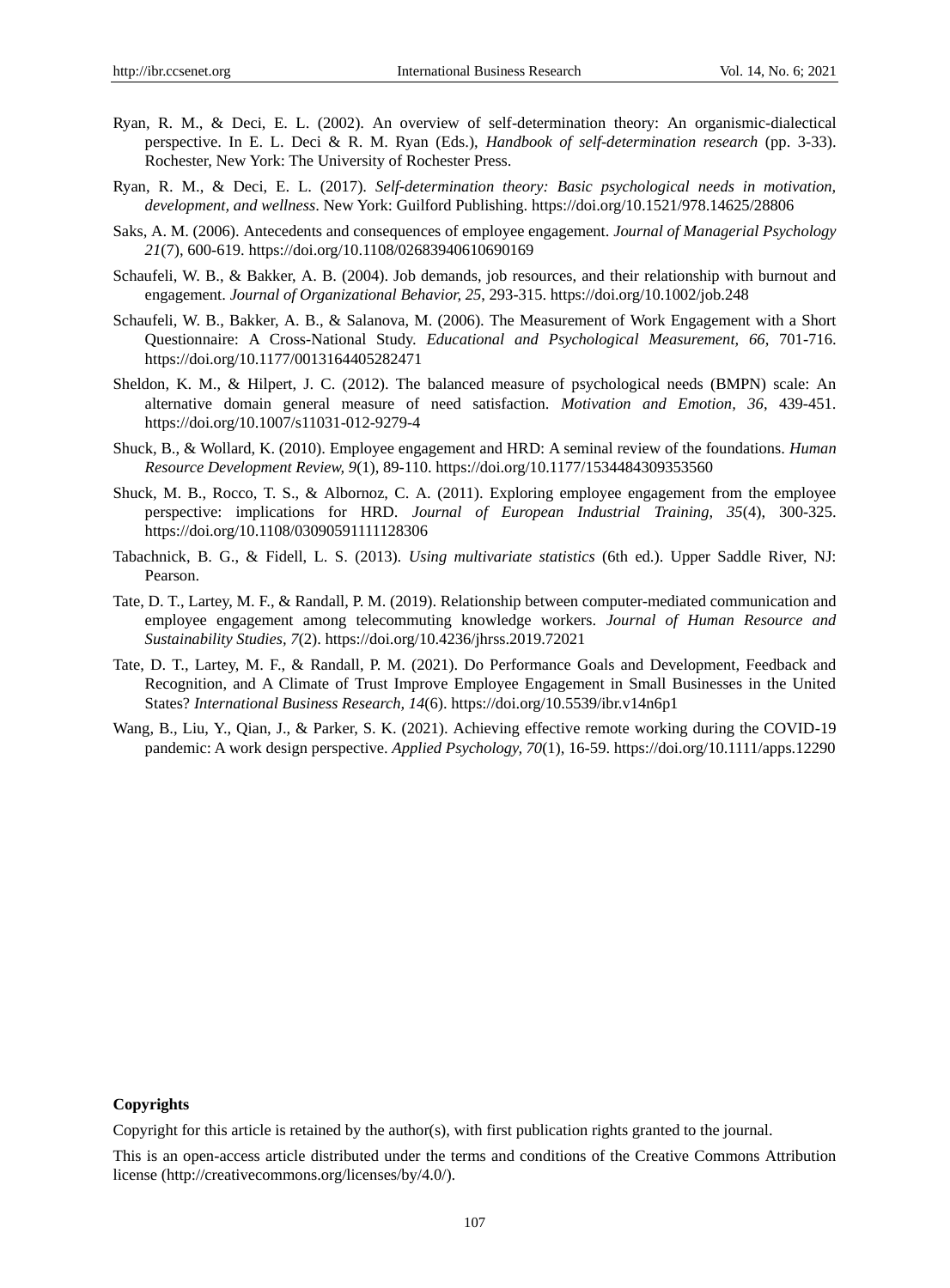Ryan, R. M., & Deci, E. L. (2002). An overview of self-determination theory: An organismic-dialectical perspective. In E. L. Deci & R. M. Ryan (Eds.), *Handbook of self-determination research* (pp. 3-33). Rochester, New York: The University of Rochester Press.

Ryan, R. M., & Deci, E. L. (2017). *Self-determination theory: Basic psychological needs in motivation, development, and wellness*. New York: Guilford Publishing. https://doi.org/10.1521/978.14625/28806

Saks, A. M. (2006). Antecedents and consequences of employee engagement. *Journal of Managerial Psychology 21*(7), 600-619. https://doi.org/10.1108/02683940610690169

Schaufeli, W. B., & Bakker, A. B. (2004). Job demands, job resources, and their relationship with burnout and engagement. *Journal of Organizational Behavior, 25*, 293-315. https://doi.org/10.1002/job.248

Schaufeli, W. B., Bakker, A. B., & Salanova, M. (2006). The Measurement of Work Engagement with a Short Questionnaire: A Cross-National Study. *Educational and Psychological Measurement, 66*, 701-716. https://doi.org/10.1177/0013164405282471

Sheldon, K. M., & Hilpert, J. C. (2012). The balanced measure of psychological needs (BMPN) scale: An alternative domain general measure of need satisfaction. *Motivation and Emotion, 36*, 439-451. https://doi.org/10.1007/s11031-012-9279-4

Shuck, B., & Wollard, K. (2010). Employee engagement and HRD: A seminal review of the foundations. *Human Resource Development Review, 9*(1), 89-110. https://doi.org/10.1177/1534484309353560

Shuck, M. B., Rocco, T. S., & Albornoz, C. A. (2011). Exploring employee engagement from the employee perspective: implications for HRD. *Journal of European Industrial Training, 35*(4), 300-325. https://doi.org/10.1108/03090591111128306

Tabachnick, B. G., & Fidell, L. S. (2013). *Using multivariate statistics* (6th ed.). Upper Saddle River, NJ: Pearson.

Tate, D. T., Lartey, M. F., & Randall, P. M. (2019). Relationship between computer-mediated communication and employee engagement among telecommuting knowledge workers. *Journal of Human Resource and Sustainability Studies, 7*(2). https://doi.org/10.4236/jhrss.2019.72021

Tate, D. T., Lartey, M. F., & Randall, P. M. (2021). Do Performance Goals and Development, Feedback and Recognition, and A Climate of Trust Improve Employee Engagement in Small Businesses in the United States? *International Business Research, 14*(6). https://doi.org/10.5539/ibr.v14n6p1

Wang, B., Liu, Y., Qian, J., & Parker, S. K. (2021). Achieving effective remote working during the COVID-19 pandemic: A work design perspective. *Applied Psychology, 70*(1), 16-59. https://doi.org/10.1111/apps.12290

**Copyrights**

Copyright for this article is retained by the author(s), with first publication rights granted to the journal.

This is an open-access article distributed under the terms and conditions of the Creative Commons Attribution license (http://creativecommons.org/licenses/by/4.0/).